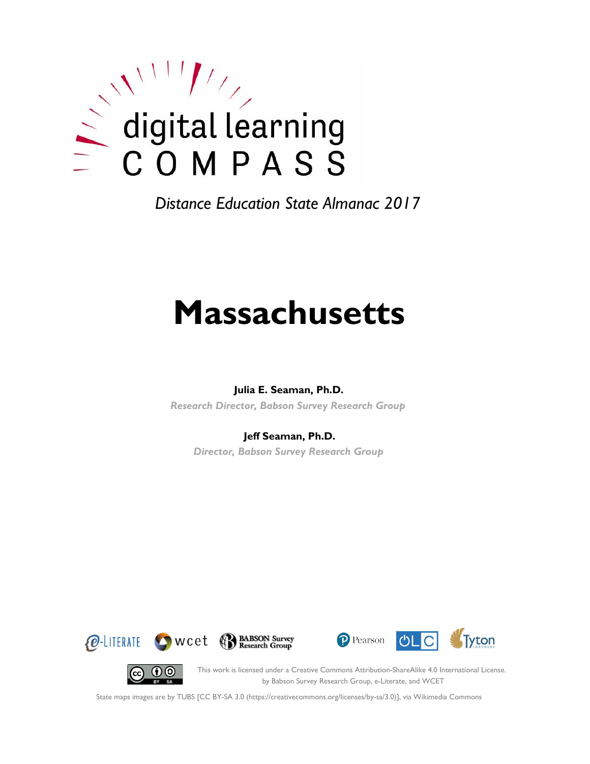digital learning
COMPASS

*Distance Education State Almanac 2017*

# Massachusetts

**Julia E. Seaman, Ph.D.**

*Research Director, Babson Survey Research Group*

**Jeff Seaman, Ph.D.**

*Director, Babson Survey Research Group*

e-LITERATE wcet BABSON Survey Research Group Pearson OLC Tyton PARTNERS

This work is licensed under a Creative Commons Attribution-ShareAlike 4.0 International License. by Babson Survey Research Group, e-Literate, and WCET

State maps images are by TUBS [CC BY-SA 3.0 (https://creativecommons.org/licenses/by-sa/3.0)], via Wikimedia Commons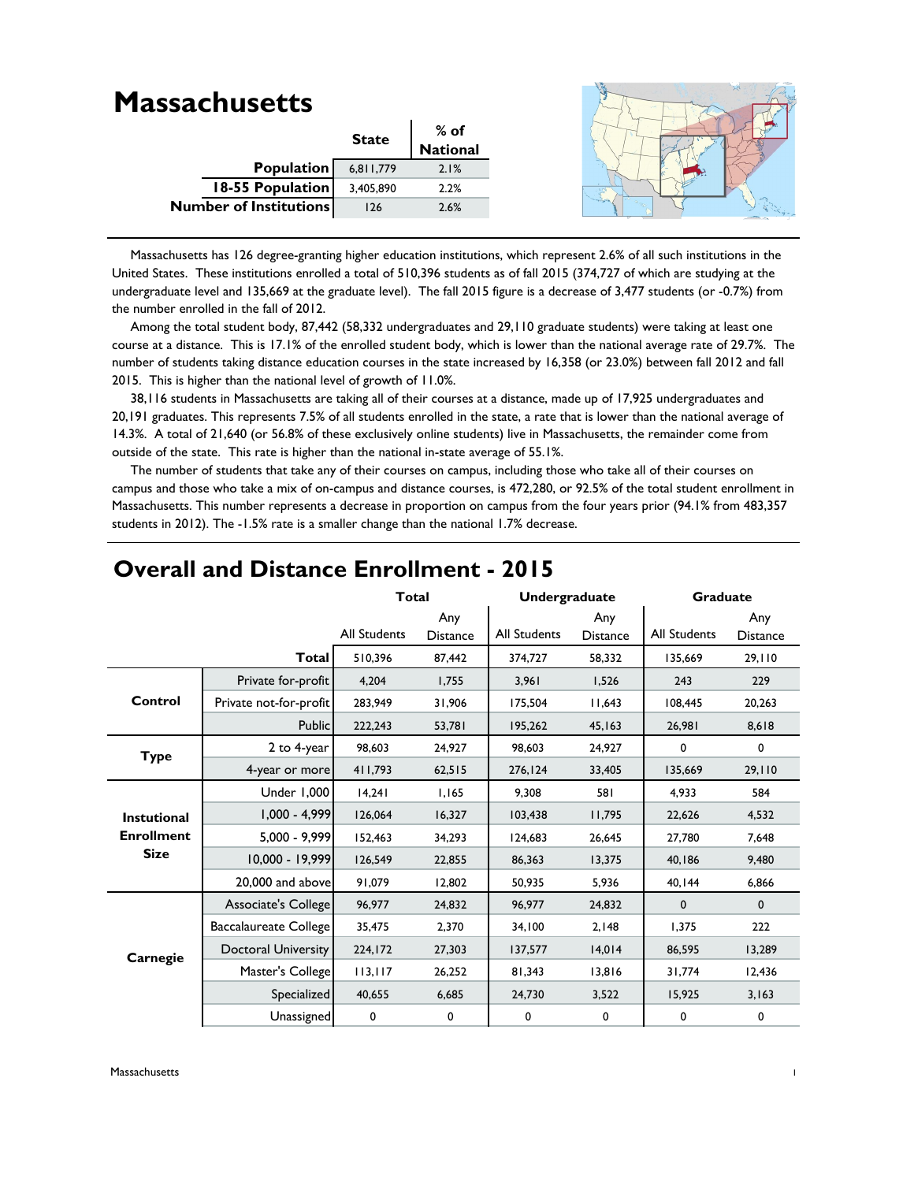# Massachusetts

| | State | % of National |
|---|---|---|
| **Population** | 6,811,779 | 2.1% |
| **18-55 Population** | 3,405,890 | 2.2% |
| **Number of Institutions** | 126 | 2.6% |

Massachusetts has 126 degree-granting higher education institutions, which represent 2.6% of all such institutions in the United States. These institutions enrolled a total of 510,396 students as of fall 2015 (374,727 of which are studying at the undergraduate level and 135,669 at the graduate level). The fall 2015 figure is a decrease of 3,477 students (or -0.7%) from the number enrolled in the fall of 2012.

Among the total student body, 87,442 (58,332 undergraduates and 29,110 graduate students) were taking at least one course at a distance. This is 17.1% of the enrolled student body, which is lower than the national average rate of 29.7%. The number of students taking distance education courses in the state increased by 16,358 (or 23.0%) between fall 2012 and fall 2015. This is higher than the national level of growth of 11.0%.

38,116 students in Massachusetts are taking all of their courses at a distance, made up of 17,925 undergraduates and 20,191 graduates. This represents 7.5% of all students enrolled in the state, a rate that is lower than the national average of 14.3%. A total of 21,640 (or 56.8% of these exclusively online students) live in Massachusetts, the remainder come from outside of the state. This rate is higher than the national in-state average of 55.1%.

The number of students that take any of their courses on campus, including those who take all of their courses on campus and those who take a mix of on-campus and distance courses, is 472,280, or 92.5% of the total student enrollment in Massachusetts. This number represents a decrease in proportion on campus from the four years prior (94.1% from 483,357 students in 2012). The -1.5% rate is a smaller change than the national 1.7% decrease.

## Overall and Distance Enrollment - 2015

| | | Total | | Undergraduate | | Graduate | |
|---|---|---|---|---|---|---|---|
| | | All Students | Any Distance | All Students | Any Distance | All Students | Any Distance |
| | **Total** | 510,396 | 87,442 | 374,727 | 58,332 | 135,669 | 29,110 |
| **Control** | Private for-profit | 4,204 | 1,755 | 3,961 | 1,526 | 243 | 229 |
| | Private not-for-profit | 283,949 | 31,906 | 175,504 | 11,643 | 108,445 | 20,263 |
| | Public | 222,243 | 53,781 | 195,262 | 45,163 | 26,981 | 8,618 |
| **Type** | 2 to 4-year | 98,603 | 24,927 | 98,603 | 24,927 | 0 | 0 |
| | 4-year or more | 411,793 | 62,515 | 276,124 | 33,405 | 135,669 | 29,110 |
| **Instutional Enrollment Size** | Under 1,000 | 14,241 | 1,165 | 9,308 | 581 | 4,933 | 584 |
| | 1,000 - 4,999 | 126,064 | 16,327 | 103,438 | 11,795 | 22,626 | 4,532 |
| | 5,000 - 9,999 | 152,463 | 34,293 | 124,683 | 26,645 | 27,780 | 7,648 |
| | 10,000 - 19,999 | 126,549 | 22,855 | 86,363 | 13,375 | 40,186 | 9,480 |
| | 20,000 and above | 91,079 | 12,802 | 50,935 | 5,936 | 40,144 | 6,866 |
| **Carnegie** | Associate's College | 96,977 | 24,832 | 96,977 | 24,832 | 0 | 0 |
| | Baccalaureate College | 35,475 | 2,370 | 34,100 | 2,148 | 1,375 | 222 |
| | Doctoral University | 224,172 | 27,303 | 137,577 | 14,014 | 86,595 | 13,289 |
| | Master's College | 113,117 | 26,252 | 81,343 | 13,816 | 31,774 | 12,436 |
| | Specialized | 40,655 | 6,685 | 24,730 | 3,522 | 15,925 | 3,163 |
| | Unassigned | 0 | 0 | 0 | 0 | 0 | 0 |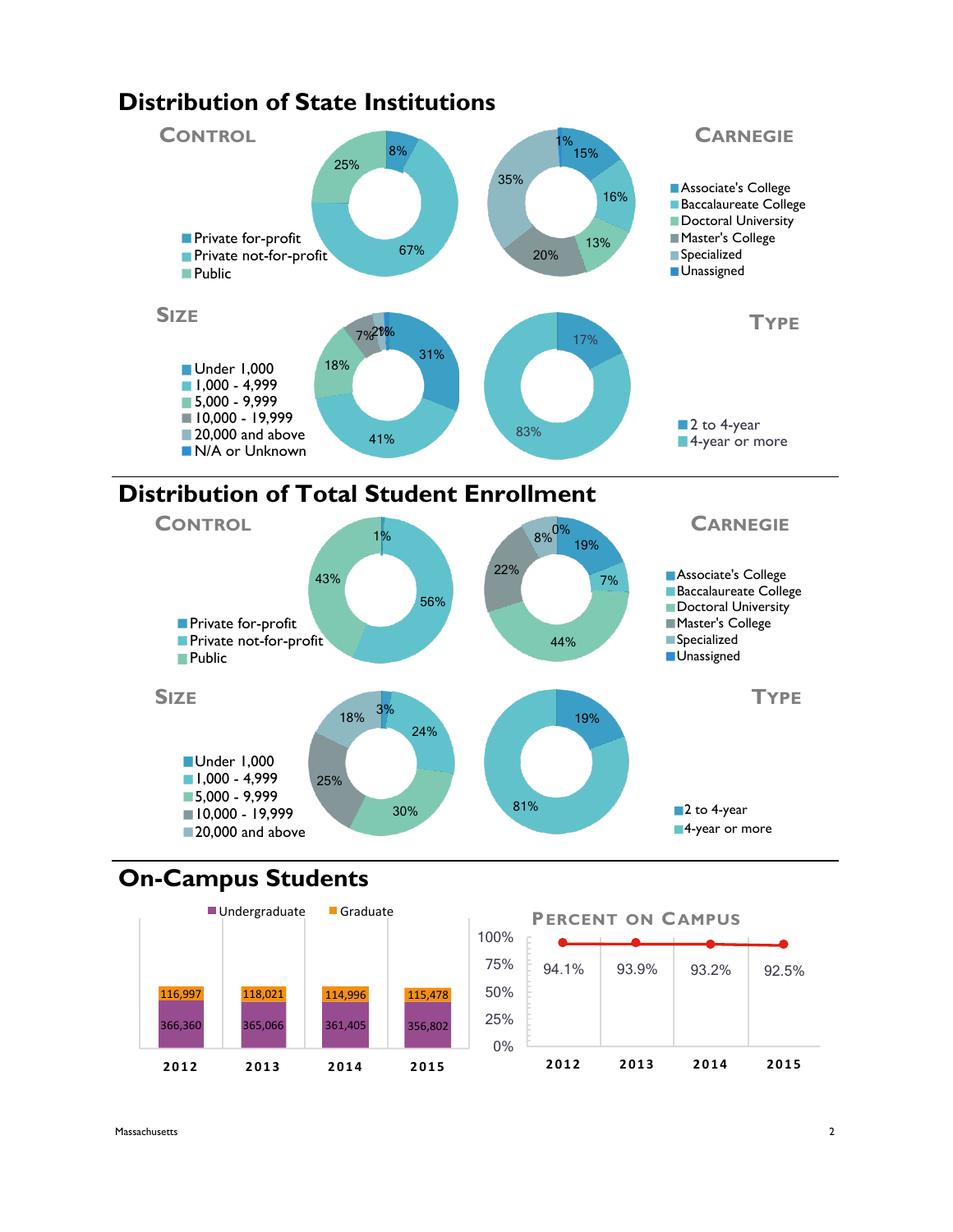# Distribution of State Institutions

### Control

- Private for-profit: 8%
- Private not-for-profit: 67%
- Public: 25%

### Carnegie

- Associate's College: 15%
- Baccalaureate College: 16%
- Doctoral University: 13%
- Master's College: 20%
- Specialized: 35%
- Unassigned: 1%

### Size

- Under 1,000: 31%
- 1,000 - 4,999: 41%
- 5,000 - 9,999: 18%
- 10,000 - 19,999: 7%
- 20,000 and above: 2%
- N/A or Unknown: 1%

### Type

- 2 to 4-year: 17%
- 4-year or more: 83%

# Distribution of Total Student Enrollment

### Control

- Private for-profit: 1%
- Private not-for-profit: 56%
- Public: 43%

### Carnegie

- Associate's College: 19%
- Baccalaureate College: 7%
- Doctoral University: 44%
- Master's College: 22%
- Specialized: 8%
- Unassigned: 0%

### Size

- Under 1,000: 3%
- 1,000 - 4,999: 24%
- 5,000 - 9,999: 30%
- 10,000 - 19,999: 25%
- 20,000 and above: 18%

### Type

- 2 to 4-year: 19%
- 4-year or more: 81%

# On-Campus Students

| | 2012 | 2013 | 2014 | 2015 |
|---|---|---|---|---|
| Undergraduate | 366,360 | 365,066 | 361,405 | 356,802 |
| Graduate | 116,997 | 118,021 | 114,996 | 115,478 |

### Percent on Campus

| 2012 | 2013 | 2014 | 2015 |
|---|---|---|---|
| 94.1% | 93.9% | 93.2% | 92.5% |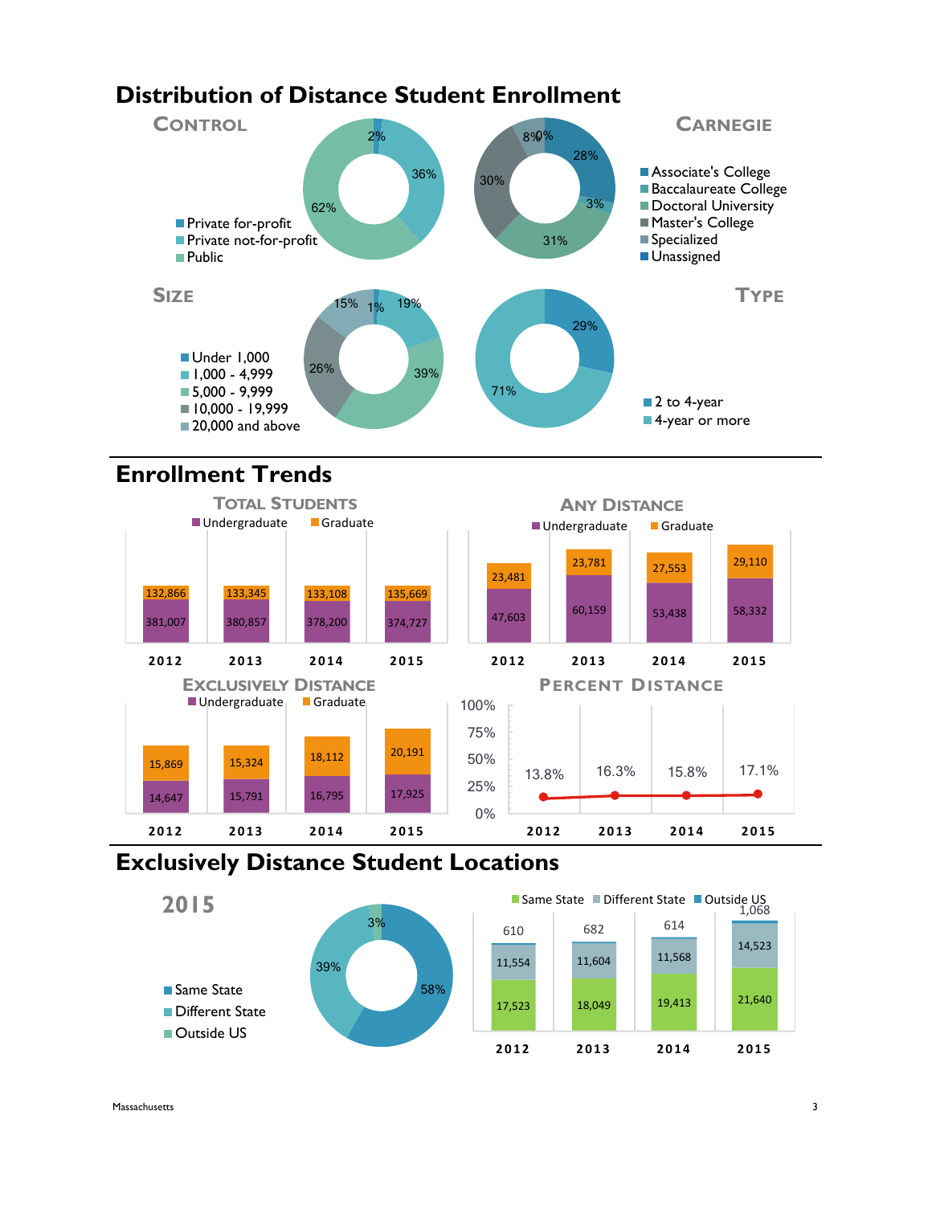# Distribution of Distance Student Enrollment

### Control

| Control | Percent |
|---|---|
| Private for-profit | 2% |
| Private not-for-profit | 36% |
| Public | 62% |

### Carnegie

| Carnegie | Percent |
|---|---|
| Associate's College | 28% |
| Baccalaureate College | 3% |
| Doctoral University | 31% |
| Master's College | 30% |
| Specialized | 8% |
| Unassigned | 0% |

### Size

| Size | Percent |
|---|---|
| Under 1,000 | 1% |
| 1,000 - 4,999 | 19% |
| 5,000 - 9,999 | 39% |
| 10,000 - 19,999 | 26% |
| 20,000 and above | 15% |

### Type

| Type | Percent |
|---|---|
| 2 to 4-year | 29% |
| 4-year or more | 71% |

# Enrollment Trends

### Total Students

| | 2012 | 2013 | 2014 | 2015 |
|---|---|---|---|---|
| Undergraduate | 381,007 | 380,857 | 378,200 | 374,727 |
| Graduate | 132,866 | 133,345 | 133,108 | 135,669 |

### Any Distance

| | 2012 | 2013 | 2014 | 2015 |
|---|---|---|---|---|
| Undergraduate | 47,603 | 60,159 | 53,438 | 58,332 |
| Graduate | 23,481 | 23,781 | 27,553 | 29,110 |

### Exclusively Distance

| | 2012 | 2013 | 2014 | 2015 |
|---|---|---|---|---|
| Undergraduate | 14,647 | 15,791 | 16,795 | 17,925 |
| Graduate | 15,869 | 15,324 | 18,112 | 20,191 |

### Percent Distance

| 2012 | 2013 | 2014 | 2015 |
|---|---|---|---|
| 13.8% | 16.3% | 15.8% | 17.1% |

# Exclusively Distance Student Locations

### 2015

| Location | Percent |
|---|---|
| Same State | 58% |
| Different State | 39% |
| Outside US | 3% |

| | 2012 | 2013 | 2014 | 2015 |
|---|---|---|---|---|
| Same State | 17,523 | 18,049 | 19,413 | 21,640 |
| Different State | 11,554 | 11,604 | 11,568 | 14,523 |
| Outside US | 610 | 682 | 614 | 1,068 |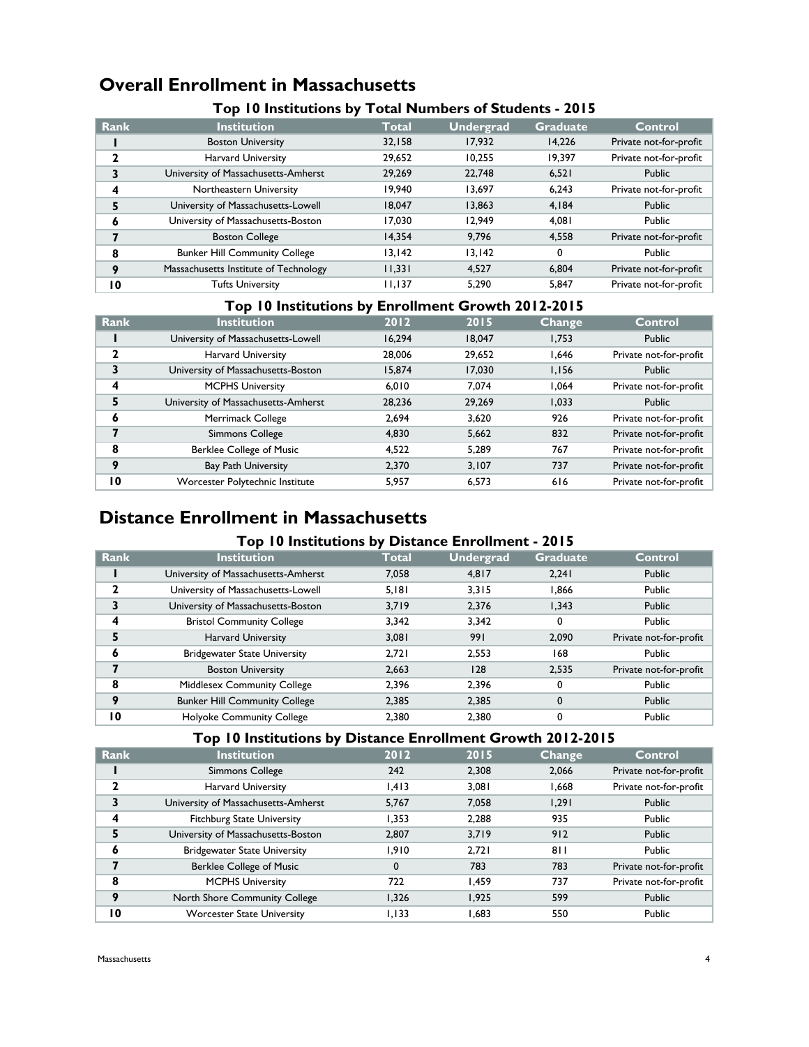## Overall Enrollment in Massachusetts

### Top 10 Institutions by Total Numbers of Students - 2015

| Rank | Institution | Total | Undergrad | Graduate | Control |
|---|---|---|---|---|---|
| 1 | Boston University | 32,158 | 17,932 | 14,226 | Private not-for-profit |
| 2 | Harvard University | 29,652 | 10,255 | 19,397 | Private not-for-profit |
| 3 | University of Massachusetts-Amherst | 29,269 | 22,748 | 6,521 | Public |
| 4 | Northeastern University | 19,940 | 13,697 | 6,243 | Private not-for-profit |
| 5 | University of Massachusetts-Lowell | 18,047 | 13,863 | 4,184 | Public |
| 6 | University of Massachusetts-Boston | 17,030 | 12,949 | 4,081 | Public |
| 7 | Boston College | 14,354 | 9,796 | 4,558 | Private not-for-profit |
| 8 | Bunker Hill Community College | 13,142 | 13,142 | 0 | Public |
| 9 | Massachusetts Institute of Technology | 11,331 | 4,527 | 6,804 | Private not-for-profit |
| 10 | Tufts University | 11,137 | 5,290 | 5,847 | Private not-for-profit |

### Top 10 Institutions by Enrollment Growth 2012-2015

| Rank | Institution | 2012 | 2015 | Change | Control |
|---|---|---|---|---|---|
| 1 | University of Massachusetts-Lowell | 16,294 | 18,047 | 1,753 | Public |
| 2 | Harvard University | 28,006 | 29,652 | 1,646 | Private not-for-profit |
| 3 | University of Massachusetts-Boston | 15,874 | 17,030 | 1,156 | Public |
| 4 | MCPHS University | 6,010 | 7,074 | 1,064 | Private not-for-profit |
| 5 | University of Massachusetts-Amherst | 28,236 | 29,269 | 1,033 | Public |
| 6 | Merrimack College | 2,694 | 3,620 | 926 | Private not-for-profit |
| 7 | Simmons College | 4,830 | 5,662 | 832 | Private not-for-profit |
| 8 | Berklee College of Music | 4,522 | 5,289 | 767 | Private not-for-profit |
| 9 | Bay Path University | 2,370 | 3,107 | 737 | Private not-for-profit |
| 10 | Worcester Polytechnic Institute | 5,957 | 6,573 | 616 | Private not-for-profit |

## Distance Enrollment in Massachusetts

### Top 10 Institutions by Distance Enrollment - 2015

| Rank | Institution | Total | Undergrad | Graduate | Control |
|---|---|---|---|---|---|
| 1 | University of Massachusetts-Amherst | 7,058 | 4,817 | 2,241 | Public |
| 2 | University of Massachusetts-Lowell | 5,181 | 3,315 | 1,866 | Public |
| 3 | University of Massachusetts-Boston | 3,719 | 2,376 | 1,343 | Public |
| 4 | Bristol Community College | 3,342 | 3,342 | 0 | Public |
| 5 | Harvard University | 3,081 | 991 | 2,090 | Private not-for-profit |
| 6 | Bridgewater State University | 2,721 | 2,553 | 168 | Public |
| 7 | Boston University | 2,663 | 128 | 2,535 | Private not-for-profit |
| 8 | Middlesex Community College | 2,396 | 2,396 | 0 | Public |
| 9 | Bunker Hill Community College | 2,385 | 2,385 | 0 | Public |
| 10 | Holyoke Community College | 2,380 | 2,380 | 0 | Public |

### Top 10 Institutions by Distance Enrollment Growth 2012-2015

| Rank | Institution | 2012 | 2015 | Change | Control |
|---|---|---|---|---|---|
| 1 | Simmons College | 242 | 2,308 | 2,066 | Private not-for-profit |
| 2 | Harvard University | 1,413 | 3,081 | 1,668 | Private not-for-profit |
| 3 | University of Massachusetts-Amherst | 5,767 | 7,058 | 1,291 | Public |
| 4 | Fitchburg State University | 1,353 | 2,288 | 935 | Public |
| 5 | University of Massachusetts-Boston | 2,807 | 3,719 | 912 | Public |
| 6 | Bridgewater State University | 1,910 | 2,721 | 811 | Public |
| 7 | Berklee College of Music | 0 | 783 | 783 | Private not-for-profit |
| 8 | MCPHS University | 722 | 1,459 | 737 | Private not-for-profit |
| 9 | North Shore Community College | 1,326 | 1,925 | 599 | Public |
| 10 | Worcester State University | 1,133 | 1,683 | 550 | Public |